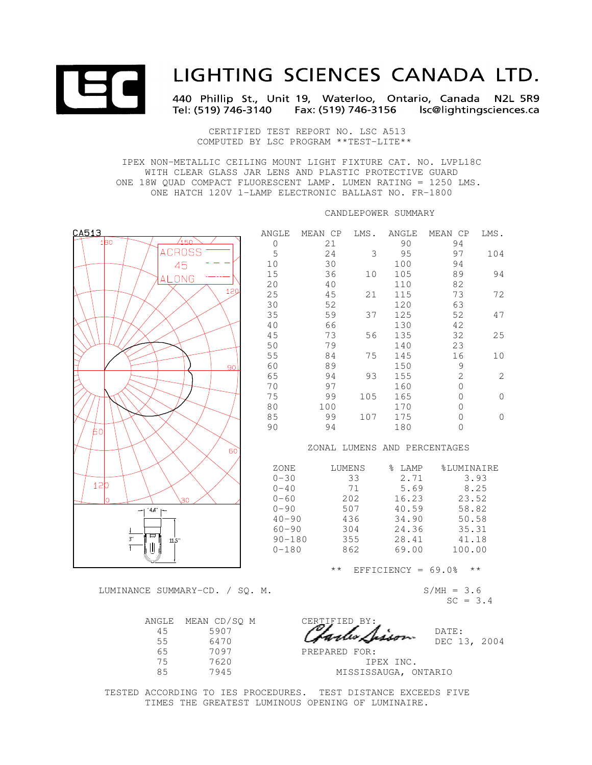# LIGHTING SCIENCES CANADA LTD.

440 Phillip St., Unit 19, Waterloo, Ontario, Canada N2L 5R9
Tel: (519) 746-3140 Fax: (519) 746-3156 lsc@lightingsciences.ca

CERTIFIED TEST REPORT NO. LSC A513
COMPUTED BY LSC PROGRAM **TEST-LITE**

IPEX NON-METALLIC CEILING MOUNT LIGHT FIXTURE CAT. NO. LVPL18C
WITH CLEAR GLASS JAR LENS AND PLASTIC PROTECTIVE GUARD
ONE 18W QUAD COMPACT FLUORESCENT LAMP. LUMEN RATING = 1250 LMS.
ONE HATCH 120V 1-LAMP ELECTRONIC BALLAST NO. FR-1800

CA513

ACROSS
45
ALONG

4.4"
3"
11.5"

## CANDLEPOWER SUMMARY

| ANGLE | MEAN CP | LMS. | ANGLE | MEAN CP | LMS. |
|---|---|---|---|---|---|
| 0 | 21 | | 90 | 94 | |
| 5 | 24 | 3 | 95 | 97 | 104 |
| 10 | 30 | | 100 | 94 | |
| 15 | 36 | 10 | 105 | 89 | 94 |
| 20 | 40 | | 110 | 82 | |
| 25 | 45 | 21 | 115 | 73 | 72 |
| 30 | 52 | | 120 | 63 | |
| 35 | 59 | 37 | 125 | 52 | 47 |
| 40 | 66 | | 130 | 42 | |
| 45 | 73 | 56 | 135 | 32 | 25 |
| 50 | 79 | | 140 | 23 | |
| 55 | 84 | 75 | 145 | 16 | 10 |
| 60 | 89 | | 150 | 9 | |
| 65 | 94 | 93 | 155 | 2 | 2 |
| 70 | 97 | | 160 | 0 | |
| 75 | 99 | 105 | 165 | 0 | 0 |
| 80 | 100 | | 170 | 0 | |
| 85 | 99 | 107 | 175 | 0 | 0 |
| 90 | 94 | | 180 | 0 | |

## ZONAL LUMENS AND PERCENTAGES

| ZONE | LUMENS | % LAMP | %LUMINAIRE |
|---|---|---|---|
| 0-30 | 33 | 2.71 | 3.93 |
| 0-40 | 71 | 5.69 | 8.25 |
| 0-60 | 202 | 16.23 | 23.52 |
| 0-90 | 507 | 40.59 | 58.82 |
| 40-90 | 436 | 34.90 | 50.58 |
| 60-90 | 304 | 24.36 | 35.31 |
| 90-180 | 355 | 28.41 | 41.18 |
| 0-180 | 862 | 69.00 | 100.00 |

** EFFICIENCY = 69.0% **

S/MH = 3.6
SC = 3.4

## LUMINANCE SUMMARY-CD. / SQ. M.

| ANGLE | MEAN CD/SQ M |
|---|---|
| 45 | 5907 |
| 55 | 6470 |
| 65 | 7097 |
| 75 | 7620 |
| 85 | 7945 |

CERTIFIED BY: Charles Sisson

DATE: DEC 13, 2004

PREPARED FOR:
IPEX INC.
MISSISSAUGA, ONTARIO

TESTED ACCORDING TO IES PROCEDURES. TEST DISTANCE EXCEEDS FIVE TIMES THE GREATEST LUMINOUS OPENING OF LUMINAIRE.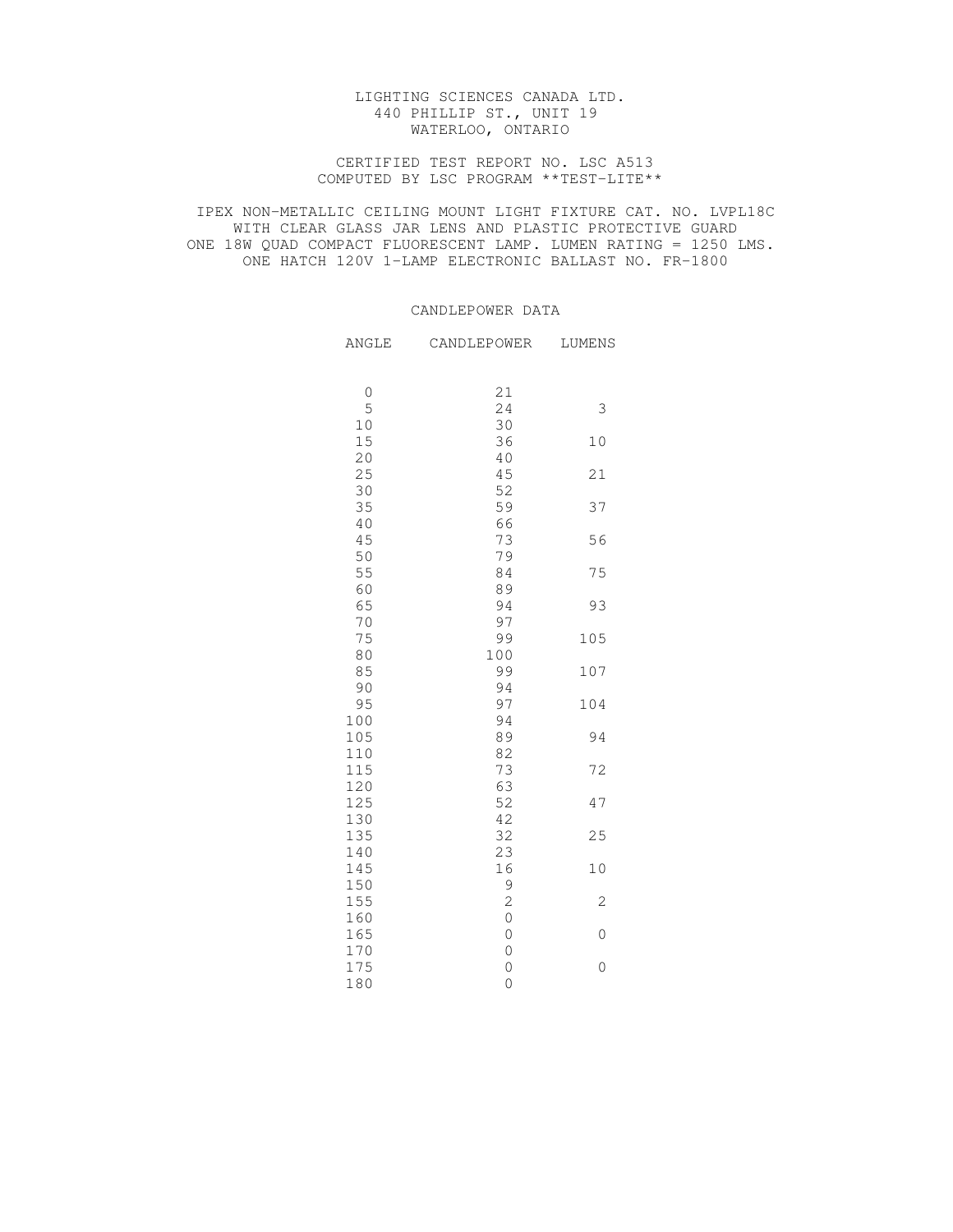LIGHTING SCIENCES CANADA LTD.
440 PHILLIP ST., UNIT 19
WATERLOO, ONTARIO

CERTIFIED TEST REPORT NO. LSC A513
COMPUTED BY LSC PROGRAM **TEST-LITE**

IPEX NON-METALLIC CEILING MOUNT LIGHT FIXTURE CAT. NO. LVPL18C
WITH CLEAR GLASS JAR LENS AND PLASTIC PROTECTIVE GUARD
ONE 18W QUAD COMPACT FLUORESCENT LAMP. LUMEN RATING = 1250 LMS.
ONE HATCH 120V 1-LAMP ELECTRONIC BALLAST NO. FR-1800

## CANDLEPOWER DATA

| ANGLE | CANDLEPOWER | LUMENS |
|---|---|---|
| 0 | 21 | |
| 5 | 24 | 3 |
| 10 | 30 | |
| 15 | 36 | 10 |
| 20 | 40 | |
| 25 | 45 | 21 |
| 30 | 52 | |
| 35 | 59 | 37 |
| 40 | 66 | |
| 45 | 73 | 56 |
| 50 | 79 | |
| 55 | 84 | 75 |
| 60 | 89 | |
| 65 | 94 | 93 |
| 70 | 97 | |
| 75 | 99 | 105 |
| 80 | 100 | |
| 85 | 99 | 107 |
| 90 | 94 | |
| 95 | 97 | 104 |
| 100 | 94 | |
| 105 | 89 | 94 |
| 110 | 82 | |
| 115 | 73 | 72 |
| 120 | 63 | |
| 125 | 52 | 47 |
| 130 | 42 | |
| 135 | 32 | 25 |
| 140 | 23 | |
| 145 | 16 | 10 |
| 150 | 9 | |
| 155 | 2 | 2 |
| 160 | 0 | |
| 165 | 0 | 0 |
| 170 | 0 | |
| 175 | 0 | 0 |
| 180 | 0 | |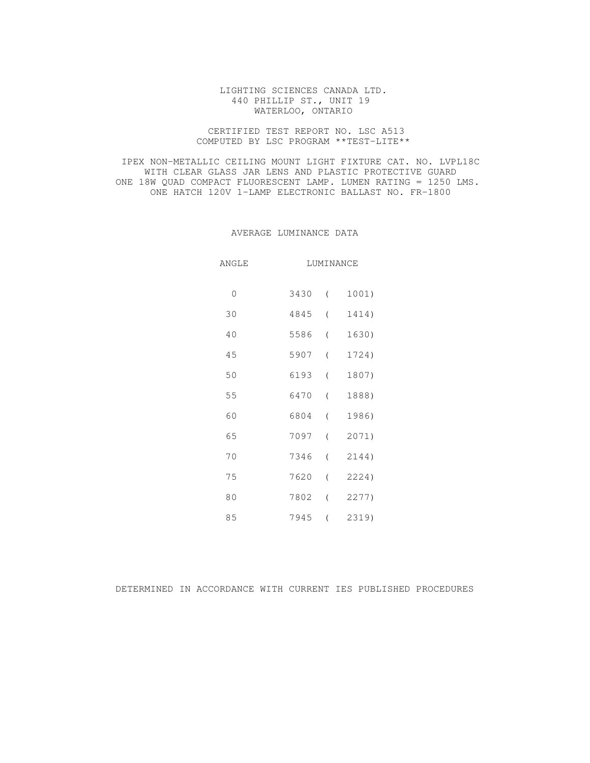LIGHTING SCIENCES CANADA LTD.
440 PHILLIP ST., UNIT 19
WATERLOO, ONTARIO

CERTIFIED TEST REPORT NO. LSC A513
COMPUTED BY LSC PROGRAM **TEST-LITE**

IPEX NON-METALLIC CEILING MOUNT LIGHT FIXTURE CAT. NO. LVPL18C
WITH CLEAR GLASS JAR LENS AND PLASTIC PROTECTIVE GUARD
ONE 18W QUAD COMPACT FLUORESCENT LAMP. LUMEN RATING = 1250 LMS.
ONE HATCH 120V 1-LAMP ELECTRONIC BALLAST NO. FR-1800

## AVERAGE LUMINANCE DATA

| ANGLE | LUMINANCE |
|---|---|
| 0 | 3430 ( 1001) |
| 30 | 4845 ( 1414) |
| 40 | 5586 ( 1630) |
| 45 | 5907 ( 1724) |
| 50 | 6193 ( 1807) |
| 55 | 6470 ( 1888) |
| 60 | 6804 ( 1986) |
| 65 | 7097 ( 2071) |
| 70 | 7346 ( 2144) |
| 75 | 7620 ( 2224) |
| 80 | 7802 ( 2277) |
| 85 | 7945 ( 2319) |

DETERMINED IN ACCORDANCE WITH CURRENT IES PUBLISHED PROCEDURES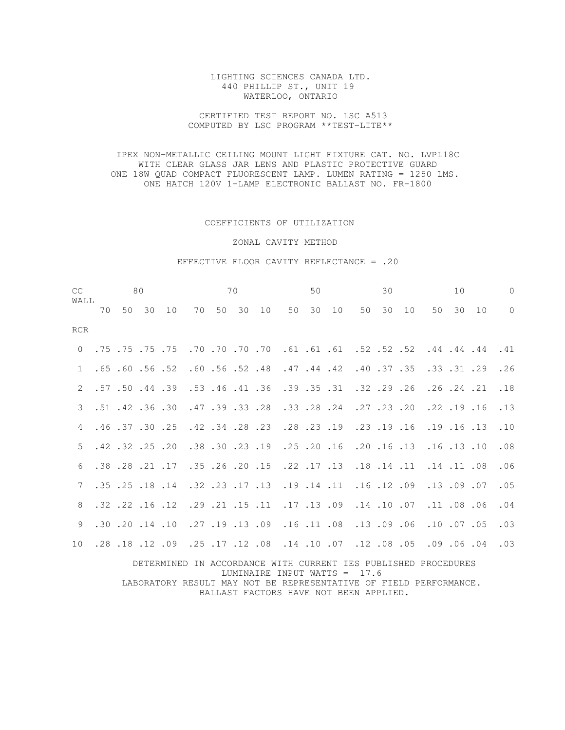LIGHTING SCIENCES CANADA LTD.
440 PHILLIP ST., UNIT 19
WATERLOO, ONTARIO

CERTIFIED TEST REPORT NO. LSC A513
COMPUTED BY LSC PROGRAM **TEST-LITE**

IPEX NON-METALLIC CEILING MOUNT LIGHT FIXTURE CAT. NO. LVPL18C
WITH CLEAR GLASS JAR LENS AND PLASTIC PROTECTIVE GUARD
ONE 18W QUAD COMPACT FLUORESCENT LAMP. LUMEN RATING = 1250 LMS.
ONE HATCH 120V 1-LAMP ELECTRONIC BALLAST NO. FR-1800

## COEFFICIENTS OF UTILIZATION

ZONAL CAVITY METHOD

EFFECTIVE FLOOR CAVITY REFLECTANCE = .20

| CC | 80 | | | | 70 | | | | 50 | | | 30 | | | 10 | | | 0 |
|---|---|---|---|---|---|---|---|---|---|---|---|---|---|---|---|---|---|---|
| WALL | 70 | 50 | 30 | 10 | 70 | 50 | 30 | 10 | 50 | 30 | 10 | 50 | 30 | 10 | 50 | 30 | 10 | 0 |
| RCR | | | | | | | | | | | | | | | | | | |
| 0 | .75 | .75 | .75 | .75 | .70 | .70 | .70 | .70 | .61 | .61 | .61 | .52 | .52 | .52 | .44 | .44 | .44 | .41 |
| 1 | .65 | .60 | .56 | .52 | .60 | .56 | .52 | .48 | .47 | .44 | .42 | .40 | .37 | .35 | .33 | .31 | .29 | .26 |
| 2 | .57 | .50 | .44 | .39 | .53 | .46 | .41 | .36 | .39 | .35 | .31 | .32 | .29 | .26 | .26 | .24 | .21 | .18 |
| 3 | .51 | .42 | .36 | .30 | .47 | .39 | .33 | .28 | .33 | .28 | .24 | .27 | .23 | .20 | .22 | .19 | .16 | .13 |
| 4 | .46 | .37 | .30 | .25 | .42 | .34 | .28 | .23 | .28 | .23 | .19 | .23 | .19 | .16 | .19 | .16 | .13 | .10 |
| 5 | .42 | .32 | .25 | .20 | .38 | .30 | .23 | .19 | .25 | .20 | .16 | .20 | .16 | .13 | .16 | .13 | .10 | .08 |
| 6 | .38 | .28 | .21 | .17 | .35 | .26 | .20 | .15 | .22 | .17 | .13 | .18 | .14 | .11 | .14 | .11 | .08 | .06 |
| 7 | .35 | .25 | .18 | .14 | .32 | .23 | .17 | .13 | .19 | .14 | .11 | .16 | .12 | .09 | .13 | .09 | .07 | .05 |
| 8 | .32 | .22 | .16 | .12 | .29 | .21 | .15 | .11 | .17 | .13 | .09 | .14 | .10 | .07 | .11 | .08 | .06 | .04 |
| 9 | .30 | .20 | .14 | .10 | .27 | .19 | .13 | .09 | .16 | .11 | .08 | .13 | .09 | .06 | .10 | .07 | .05 | .03 |
| 10 | .28 | .18 | .12 | .09 | .25 | .17 | .12 | .08 | .14 | .10 | .07 | .12 | .08 | .05 | .09 | .06 | .04 | .03 |

DETERMINED IN ACCORDANCE WITH CURRENT IES PUBLISHED PROCEDURES
LUMINAIRE INPUT WATTS = 17.6
LABORATORY RESULT MAY NOT BE REPRESENTATIVE OF FIELD PERFORMANCE.
BALLAST FACTORS HAVE NOT BEEN APPLIED.